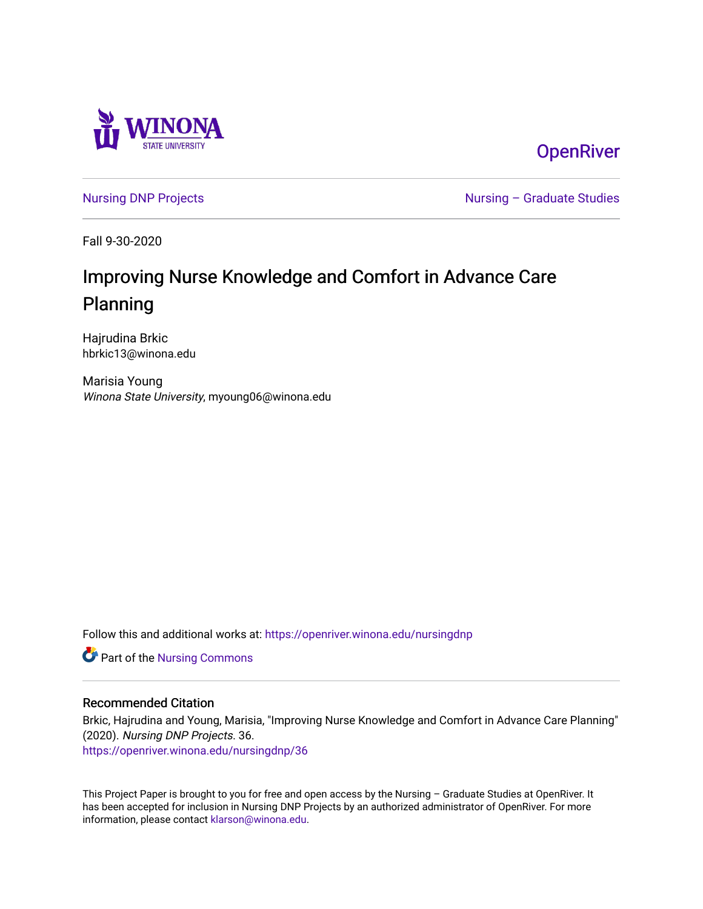WINONA STATE UNIVERSITY

OpenRiver

Nursing DNP Projects

Nursing – Graduate Studies

Fall 9-30-2020

# Improving Nurse Knowledge and Comfort in Advance Care Planning

Hajrudina Brkic
hbrkic13@winona.edu

Marisia Young
*Winona State University*, myoung06@winona.edu

Follow this and additional works at: https://openriver.winona.edu/nursingdnp

Part of the Nursing Commons

## Recommended Citation

Brkic, Hajrudina and Young, Marisia, "Improving Nurse Knowledge and Comfort in Advance Care Planning" (2020). *Nursing DNP Projects*. 36.
https://openriver.winona.edu/nursingdnp/36

This Project Paper is brought to you for free and open access by the Nursing – Graduate Studies at OpenRiver. It has been accepted for inclusion in Nursing DNP Projects by an authorized administrator of OpenRiver. For more information, please contact klarson@winona.edu.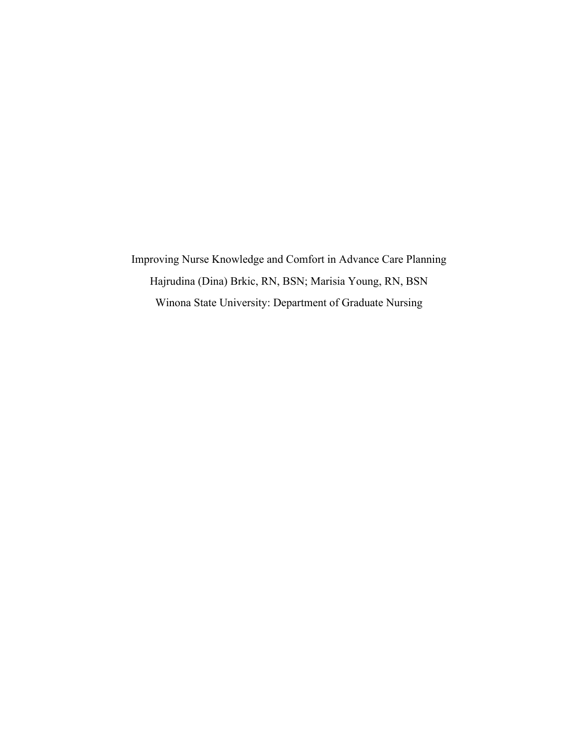# Improving Nurse Knowledge and Comfort in Advance Care Planning

Hajrudina (Dina) Brkic, RN, BSN; Marisia Young, RN, BSN

Winona State University: Department of Graduate Nursing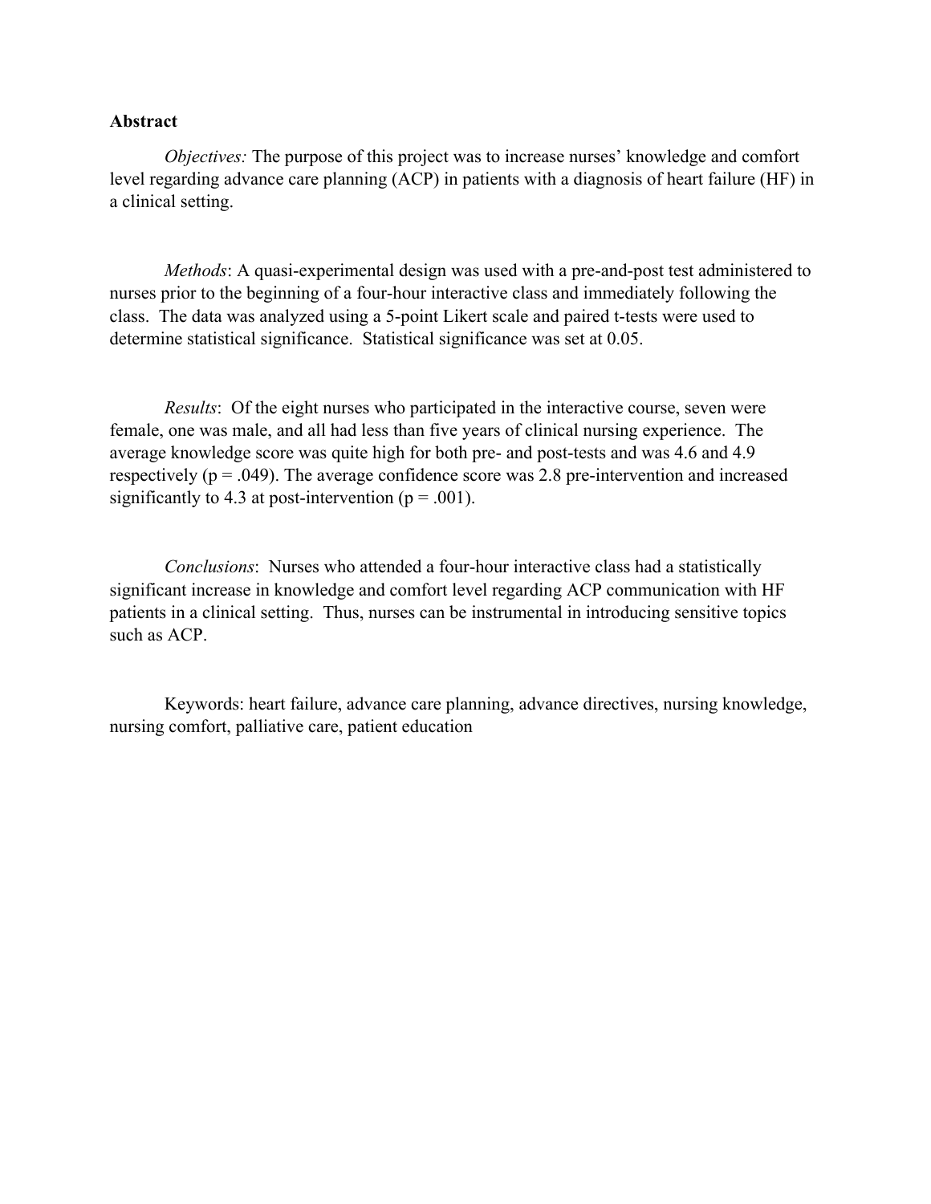## Abstract

*Objectives:* The purpose of this project was to increase nurses' knowledge and comfort level regarding advance care planning (ACP) in patients with a diagnosis of heart failure (HF) in a clinical setting.

*Methods*: A quasi-experimental design was used with a pre-and-post test administered to nurses prior to the beginning of a four-hour interactive class and immediately following the class. The data was analyzed using a 5-point Likert scale and paired t-tests were used to determine statistical significance. Statistical significance was set at 0.05.

*Results*: Of the eight nurses who participated in the interactive course, seven were female, one was male, and all had less than five years of clinical nursing experience. The average knowledge score was quite high for both pre- and post-tests and was 4.6 and 4.9 respectively ($p = .049$). The average confidence score was 2.8 pre-intervention and increased significantly to 4.3 at post-intervention ($p = .001$).

*Conclusions*: Nurses who attended a four-hour interactive class had a statistically significant increase in knowledge and comfort level regarding ACP communication with HF patients in a clinical setting. Thus, nurses can be instrumental in introducing sensitive topics such as ACP.

Keywords: heart failure, advance care planning, advance directives, nursing knowledge, nursing comfort, palliative care, patient education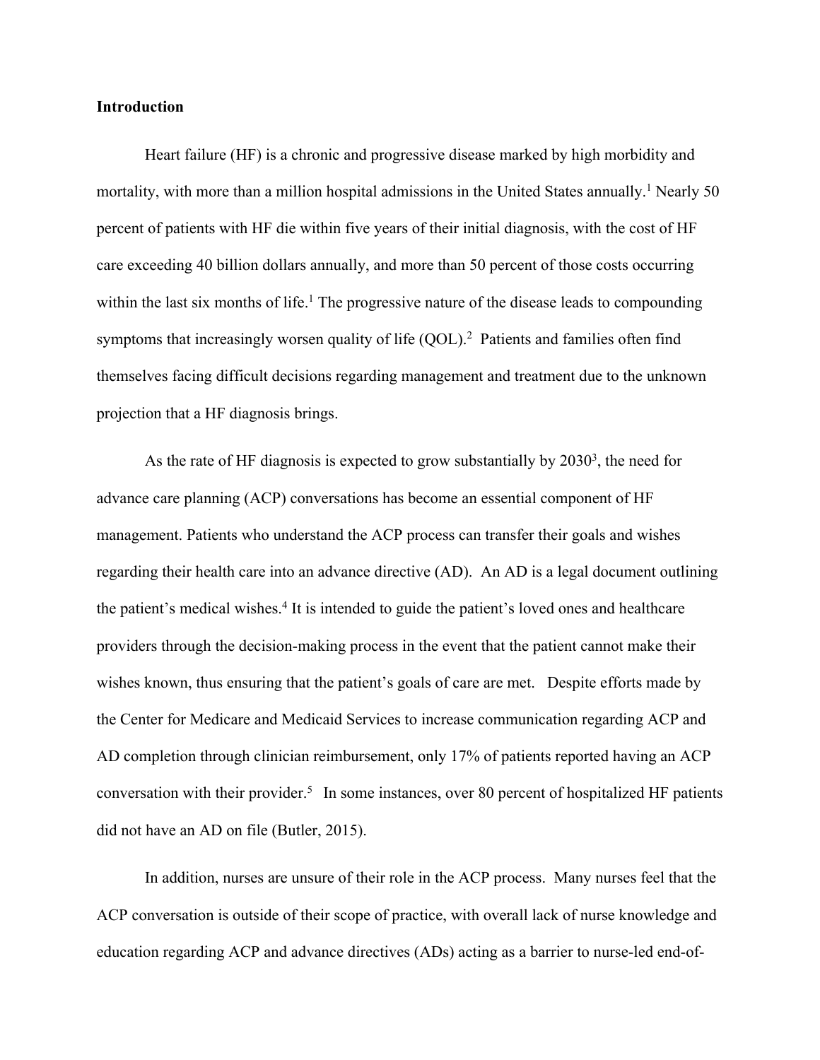**Introduction**

Heart failure (HF) is a chronic and progressive disease marked by high morbidity and mortality, with more than a million hospital admissions in the United States annually.[1] Nearly 50 percent of patients with HF die within five years of their initial diagnosis, with the cost of HF care exceeding 40 billion dollars annually, and more than 50 percent of those costs occurring within the last six months of life.[1] The progressive nature of the disease leads to compounding symptoms that increasingly worsen quality of life (QOL).[2] Patients and families often find themselves facing difficult decisions regarding management and treatment due to the unknown projection that a HF diagnosis brings.

As the rate of HF diagnosis is expected to grow substantially by 2030[3], the need for advance care planning (ACP) conversations has become an essential component of HF management. Patients who understand the ACP process can transfer their goals and wishes regarding their health care into an advance directive (AD). An AD is a legal document outlining the patient's medical wishes.[4] It is intended to guide the patient's loved ones and healthcare providers through the decision-making process in the event that the patient cannot make their wishes known, thus ensuring that the patient's goals of care are met. Despite efforts made by the Center for Medicare and Medicaid Services to increase communication regarding ACP and AD completion through clinician reimbursement, only 17% of patients reported having an ACP conversation with their provider.[5] In some instances, over 80 percent of hospitalized HF patients did not have an AD on file (Butler, 2015).

In addition, nurses are unsure of their role in the ACP process. Many nurses feel that the ACP conversation is outside of their scope of practice, with overall lack of nurse knowledge and education regarding ACP and advance directives (ADs) acting as a barrier to nurse-led end-of-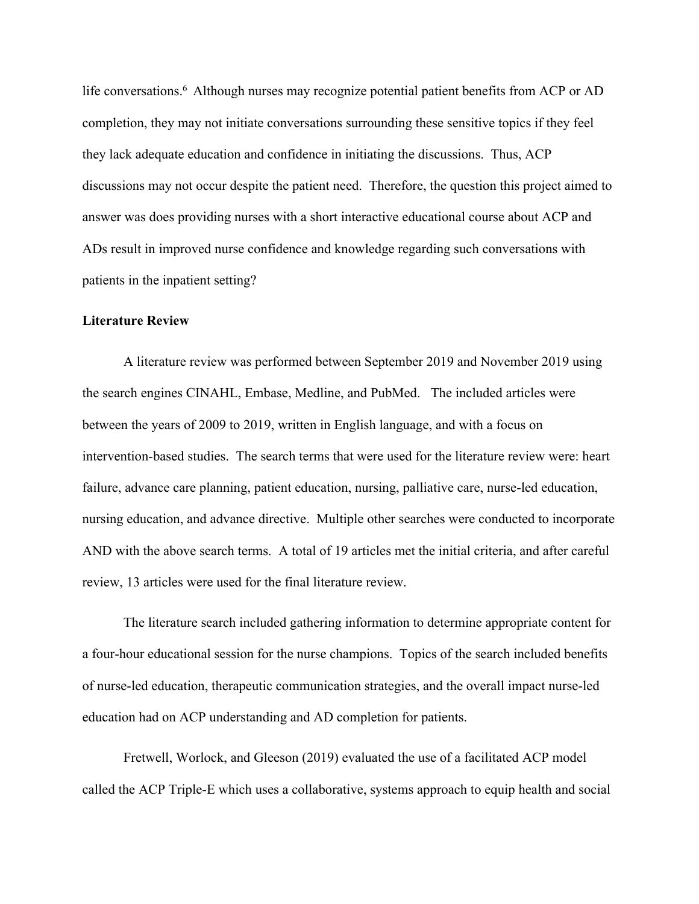life conversations.[6] Although nurses may recognize potential patient benefits from ACP or AD completion, they may not initiate conversations surrounding these sensitive topics if they feel they lack adequate education and confidence in initiating the discussions. Thus, ACP discussions may not occur despite the patient need. Therefore, the question this project aimed to answer was does providing nurses with a short interactive educational course about ACP and ADs result in improved nurse confidence and knowledge regarding such conversations with patients in the inpatient setting?

**Literature Review**

A literature review was performed between September 2019 and November 2019 using the search engines CINAHL, Embase, Medline, and PubMed. The included articles were between the years of 2009 to 2019, written in English language, and with a focus on intervention-based studies. The search terms that were used for the literature review were: heart failure, advance care planning, patient education, nursing, palliative care, nurse-led education, nursing education, and advance directive. Multiple other searches were conducted to incorporate AND with the above search terms. A total of 19 articles met the initial criteria, and after careful review, 13 articles were used for the final literature review.

The literature search included gathering information to determine appropriate content for a four-hour educational session for the nurse champions. Topics of the search included benefits of nurse-led education, therapeutic communication strategies, and the overall impact nurse-led education had on ACP understanding and AD completion for patients.

Fretwell, Worlock, and Gleeson (2019) evaluated the use of a facilitated ACP model called the ACP Triple-E which uses a collaborative, systems approach to equip health and social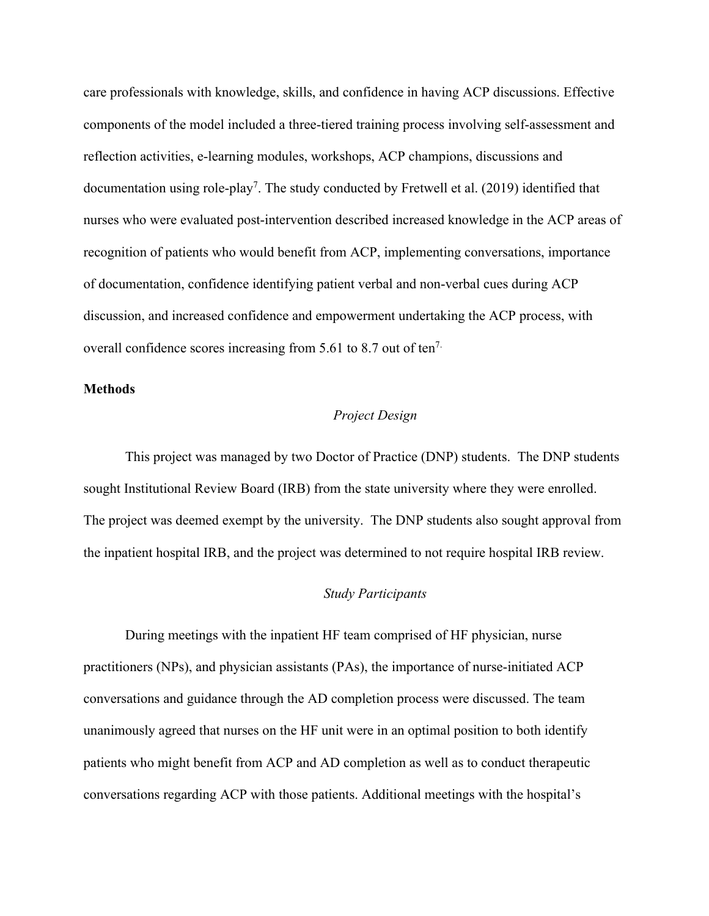care professionals with knowledge, skills, and confidence in having ACP discussions. Effective components of the model included a three-tiered training process involving self-assessment and reflection activities, e-learning modules, workshops, ACP champions, discussions and documentation using role-play[7]. The study conducted by Fretwell et al. (2019) identified that nurses who were evaluated post-intervention described increased knowledge in the ACP areas of recognition of patients who would benefit from ACP, implementing conversations, importance of documentation, confidence identifying patient verbal and non-verbal cues during ACP discussion, and increased confidence and empowerment undertaking the ACP process, with overall confidence scores increasing from 5.61 to 8.7 out of ten[7.]

**Methods**

*Project Design*

This project was managed by two Doctor of Practice (DNP) students. The DNP students sought Institutional Review Board (IRB) from the state university where they were enrolled. The project was deemed exempt by the university. The DNP students also sought approval from the inpatient hospital IRB, and the project was determined to not require hospital IRB review.

*Study Participants*

During meetings with the inpatient HF team comprised of HF physician, nurse practitioners (NPs), and physician assistants (PAs), the importance of nurse-initiated ACP conversations and guidance through the AD completion process were discussed. The team unanimously agreed that nurses on the HF unit were in an optimal position to both identify patients who might benefit from ACP and AD completion as well as to conduct therapeutic conversations regarding ACP with those patients. Additional meetings with the hospital's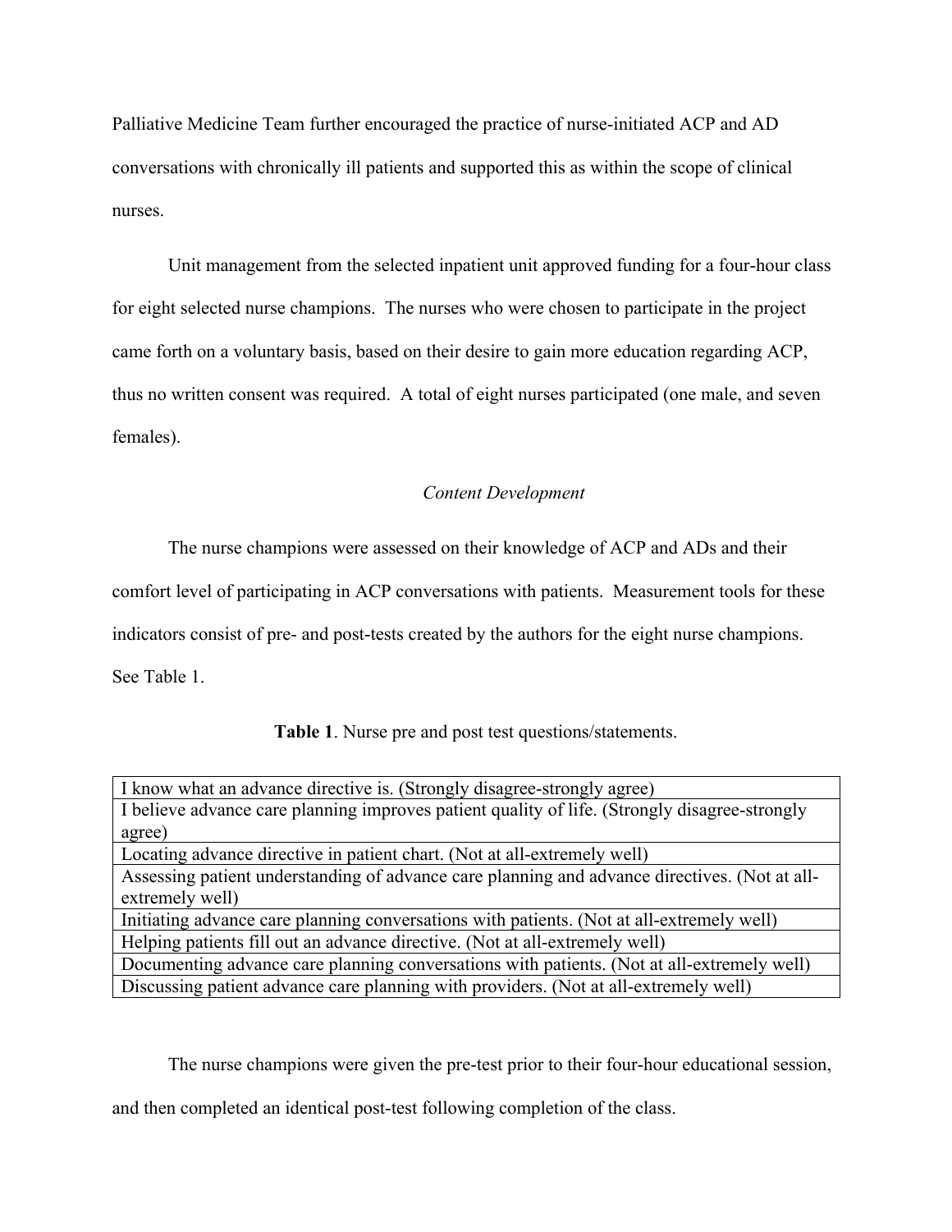Palliative Medicine Team further encouraged the practice of nurse-initiated ACP and AD conversations with chronically ill patients and supported this as within the scope of clinical nurses.

Unit management from the selected inpatient unit approved funding for a four-hour class for eight selected nurse champions. The nurses who were chosen to participate in the project came forth on a voluntary basis, based on their desire to gain more education regarding ACP, thus no written consent was required. A total of eight nurses participated (one male, and seven females).

*Content Development*

The nurse champions were assessed on their knowledge of ACP and ADs and their comfort level of participating in ACP conversations with patients. Measurement tools for these indicators consist of pre- and post-tests created by the authors for the eight nurse champions. See Table 1.

**Table 1**. Nurse pre and post test questions/statements.

| |
|---|
| I know what an advance directive is. (Strongly disagree-strongly agree) |
| I believe advance care planning improves patient quality of life. (Strongly disagree-strongly agree) |
| Locating advance directive in patient chart. (Not at all-extremely well) |
| Assessing patient understanding of advance care planning and advance directives. (Not at all-extremely well) |
| Initiating advance care planning conversations with patients. (Not at all-extremely well) |
| Helping patients fill out an advance directive. (Not at all-extremely well) |
| Documenting advance care planning conversations with patients. (Not at all-extremely well) |
| Discussing patient advance care planning with providers. (Not at all-extremely well) |

The nurse champions were given the pre-test prior to their four-hour educational session, and then completed an identical post-test following completion of the class.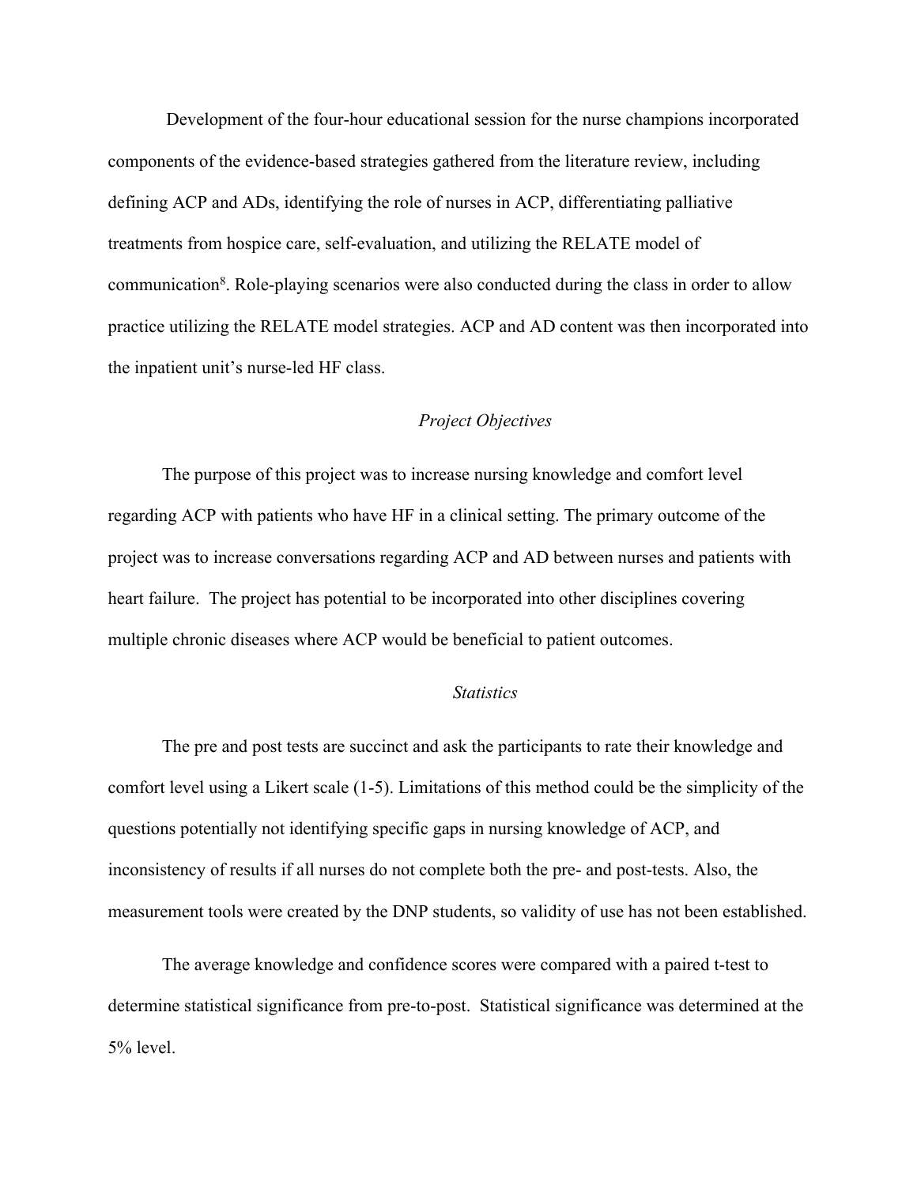Development of the four-hour educational session for the nurse champions incorporated components of the evidence-based strategies gathered from the literature review, including defining ACP and ADs, identifying the role of nurses in ACP, differentiating palliative treatments from hospice care, self-evaluation, and utilizing the RELATE model of communication[8]. Role-playing scenarios were also conducted during the class in order to allow practice utilizing the RELATE model strategies. ACP and AD content was then incorporated into the inpatient unit's nurse-led HF class.

### *Project Objectives*

The purpose of this project was to increase nursing knowledge and comfort level regarding ACP with patients who have HF in a clinical setting. The primary outcome of the project was to increase conversations regarding ACP and AD between nurses and patients with heart failure. The project has potential to be incorporated into other disciplines covering multiple chronic diseases where ACP would be beneficial to patient outcomes.

### *Statistics*

The pre and post tests are succinct and ask the participants to rate their knowledge and comfort level using a Likert scale (1-5). Limitations of this method could be the simplicity of the questions potentially not identifying specific gaps in nursing knowledge of ACP, and inconsistency of results if all nurses do not complete both the pre- and post-tests. Also, the measurement tools were created by the DNP students, so validity of use has not been established.

The average knowledge and confidence scores were compared with a paired t-test to determine statistical significance from pre-to-post. Statistical significance was determined at the 5% level.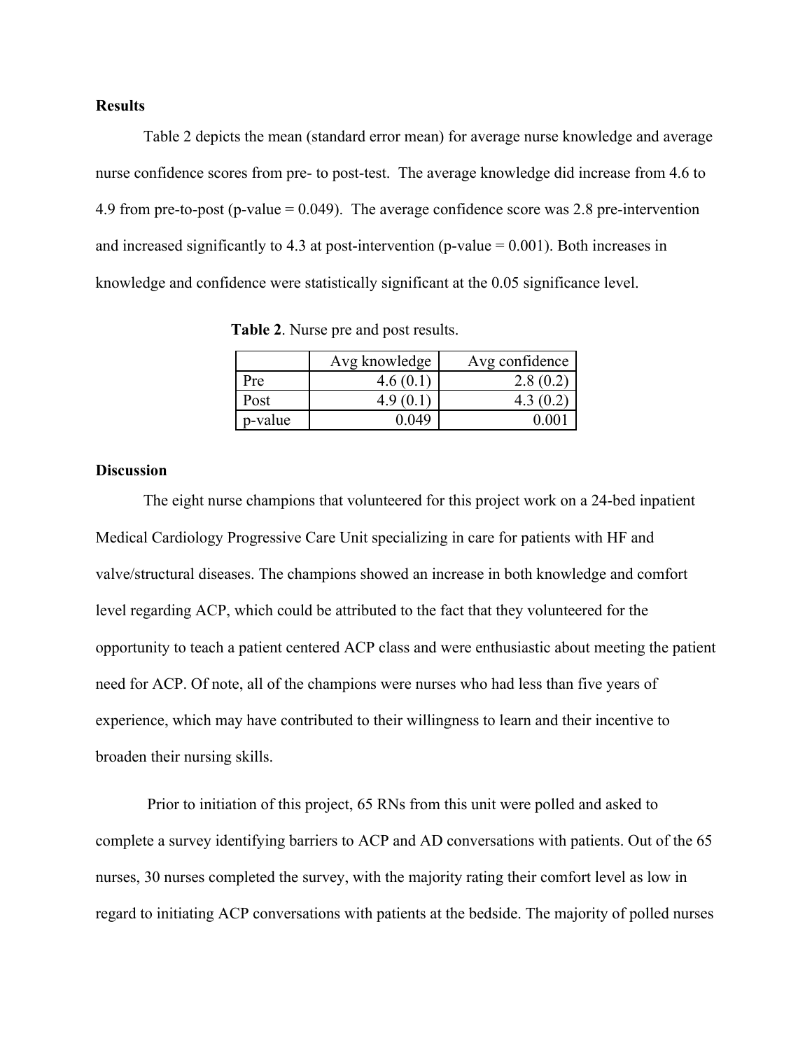## Results

Table 2 depicts the mean (standard error mean) for average nurse knowledge and average nurse confidence scores from pre- to post-test. The average knowledge did increase from 4.6 to 4.9 from pre-to-post (p-value = 0.049). The average confidence score was 2.8 pre-intervention and increased significantly to 4.3 at post-intervention (p-value = 0.001). Both increases in knowledge and confidence were statistically significant at the 0.05 significance level.

**Table 2**. Nurse pre and post results.

| | Avg knowledge | Avg confidence |
|---|---|---|
| Pre | 4.6 (0.1) | 2.8 (0.2) |
| Post | 4.9 (0.1) | 4.3 (0.2) |
| p-value | 0.049 | 0.001 |

## Discussion

The eight nurse champions that volunteered for this project work on a 24-bed inpatient Medical Cardiology Progressive Care Unit specializing in care for patients with HF and valve/structural diseases. The champions showed an increase in both knowledge and comfort level regarding ACP, which could be attributed to the fact that they volunteered for the opportunity to teach a patient centered ACP class and were enthusiastic about meeting the patient need for ACP. Of note, all of the champions were nurses who had less than five years of experience, which may have contributed to their willingness to learn and their incentive to broaden their nursing skills.

Prior to initiation of this project, 65 RNs from this unit were polled and asked to complete a survey identifying barriers to ACP and AD conversations with patients. Out of the 65 nurses, 30 nurses completed the survey, with the majority rating their comfort level as low in regard to initiating ACP conversations with patients at the bedside. The majority of polled nurses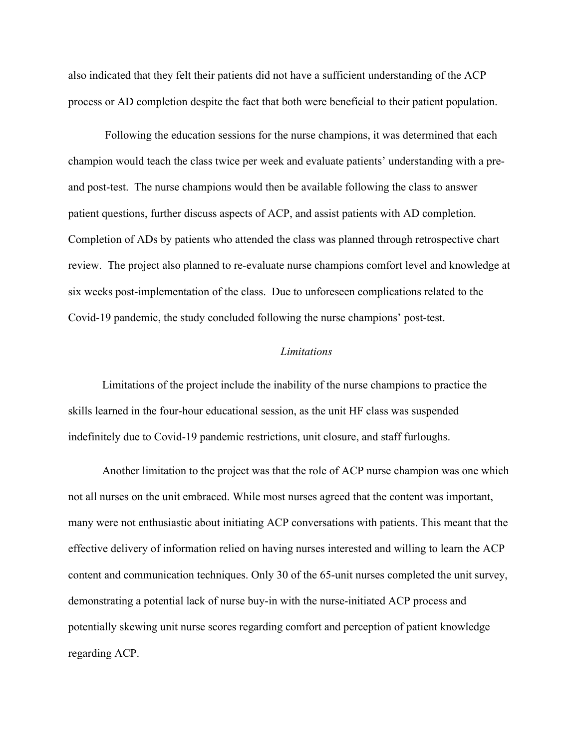also indicated that they felt their patients did not have a sufficient understanding of the ACP process or AD completion despite the fact that both were beneficial to their patient population.

Following the education sessions for the nurse champions, it was determined that each champion would teach the class twice per week and evaluate patients' understanding with a pre- and post-test. The nurse champions would then be available following the class to answer patient questions, further discuss aspects of ACP, and assist patients with AD completion. Completion of ADs by patients who attended the class was planned through retrospective chart review. The project also planned to re-evaluate nurse champions comfort level and knowledge at six weeks post-implementation of the class. Due to unforeseen complications related to the Covid-19 pandemic, the study concluded following the nurse champions' post-test.

### *Limitations*

Limitations of the project include the inability of the nurse champions to practice the skills learned in the four-hour educational session, as the unit HF class was suspended indefinitely due to Covid-19 pandemic restrictions, unit closure, and staff furloughs.

Another limitation to the project was that the role of ACP nurse champion was one which not all nurses on the unit embraced. While most nurses agreed that the content was important, many were not enthusiastic about initiating ACP conversations with patients. This meant that the effective delivery of information relied on having nurses interested and willing to learn the ACP content and communication techniques. Only 30 of the 65-unit nurses completed the unit survey, demonstrating a potential lack of nurse buy-in with the nurse-initiated ACP process and potentially skewing unit nurse scores regarding comfort and perception of patient knowledge regarding ACP.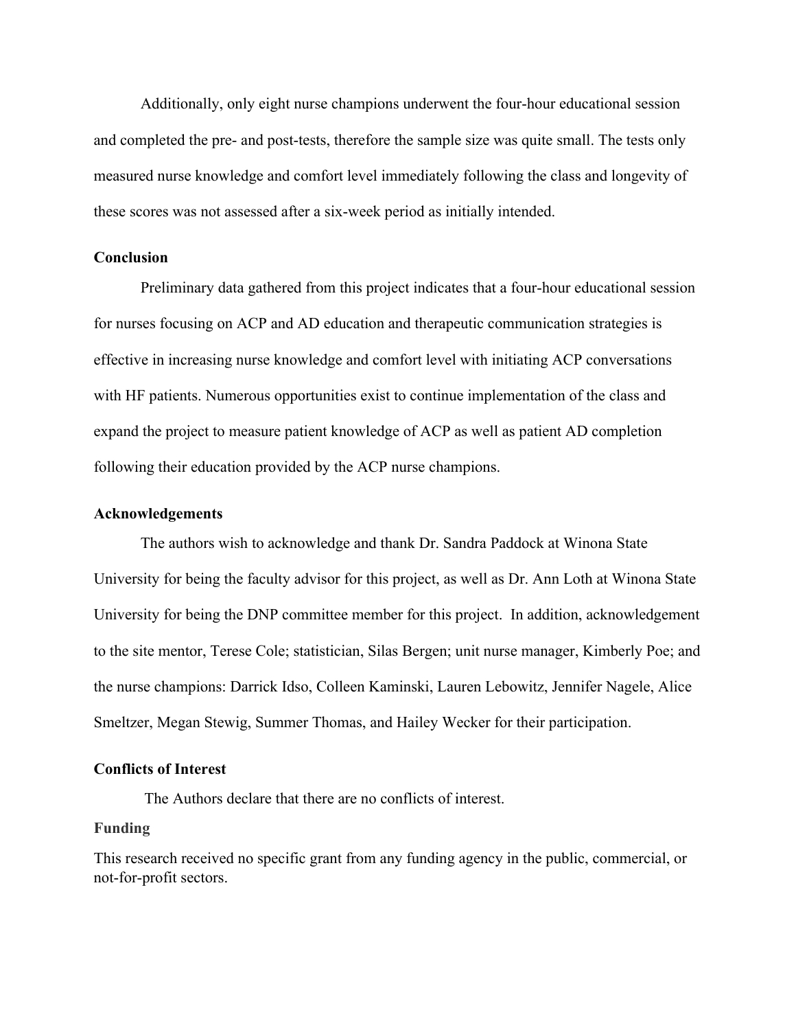Additionally, only eight nurse champions underwent the four-hour educational session and completed the pre- and post-tests, therefore the sample size was quite small. The tests only measured nurse knowledge and comfort level immediately following the class and longevity of these scores was not assessed after a six-week period as initially intended.

## Conclusion

Preliminary data gathered from this project indicates that a four-hour educational session for nurses focusing on ACP and AD education and therapeutic communication strategies is effective in increasing nurse knowledge and comfort level with initiating ACP conversations with HF patients. Numerous opportunities exist to continue implementation of the class and expand the project to measure patient knowledge of ACP as well as patient AD completion following their education provided by the ACP nurse champions.

## Acknowledgements

The authors wish to acknowledge and thank Dr. Sandra Paddock at Winona State University for being the faculty advisor for this project, as well as Dr. Ann Loth at Winona State University for being the DNP committee member for this project. In addition, acknowledgement to the site mentor, Terese Cole; statistician, Silas Bergen; unit nurse manager, Kimberly Poe; and the nurse champions: Darrick Idso, Colleen Kaminski, Lauren Lebowitz, Jennifer Nagele, Alice Smeltzer, Megan Stewig, Summer Thomas, and Hailey Wecker for their participation.

## Conflicts of Interest

The Authors declare that there are no conflicts of interest.

## Funding

This research received no specific grant from any funding agency in the public, commercial, or not-for-profit sectors.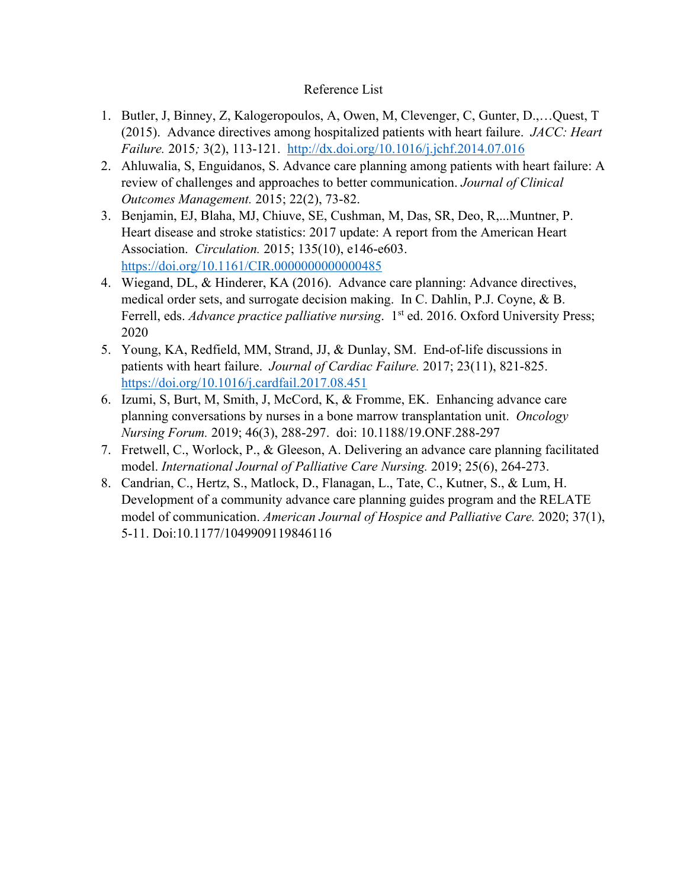Reference List

1. Butler, J, Binney, Z, Kalogeropoulos, A, Owen, M, Clevenger, C, Gunter, D.,…Quest, T (2015). Advance directives among hospitalized patients with heart failure. *JACC: Heart Failure.* 2015*;* 3(2), 113-121. http://dx.doi.org/10.1016/j.jchf.2014.07.016
2. Ahluwalia, S, Enguidanos, S. Advance care planning among patients with heart failure: A review of challenges and approaches to better communication. *Journal of Clinical Outcomes Management.* 2015; 22(2), 73-82.
3. Benjamin, EJ, Blaha, MJ, Chiuve, SE, Cushman, M, Das, SR, Deo, R,...Muntner, P. Heart disease and stroke statistics: 2017 update: A report from the American Heart Association. *Circulation.* 2015; 135(10), e146-e603. https://doi.org/10.1161/CIR.0000000000000485
4. Wiegand, DL, & Hinderer, KA (2016). Advance care planning: Advance directives, medical order sets, and surrogate decision making. In C. Dahlin, P.J. Coyne, & B. Ferrell, eds. *Advance practice palliative nursing*. 1st ed. 2016. Oxford University Press; 2020
5. Young, KA, Redfield, MM, Strand, JJ, & Dunlay, SM. End-of-life discussions in patients with heart failure. *Journal of Cardiac Failure.* 2017; 23(11), 821-825. https://doi.org/10.1016/j.cardfail.2017.08.451
6. Izumi, S, Burt, M, Smith, J, McCord, K, & Fromme, EK. Enhancing advance care planning conversations by nurses in a bone marrow transplantation unit. *Oncology Nursing Forum.* 2019; 46(3), 288-297. doi: 10.1188/19.ONF.288-297
7. Fretwell, C., Worlock, P., & Gleeson, A. Delivering an advance care planning facilitated model. *International Journal of Palliative Care Nursing.* 2019; 25(6), 264-273.
8. Candrian, C., Hertz, S., Matlock, D., Flanagan, L., Tate, C., Kutner, S., & Lum, H. Development of a community advance care planning guides program and the RELATE model of communication. *American Journal of Hospice and Palliative Care.* 2020; 37(1), 5-11. Doi:10.1177/1049909119846116